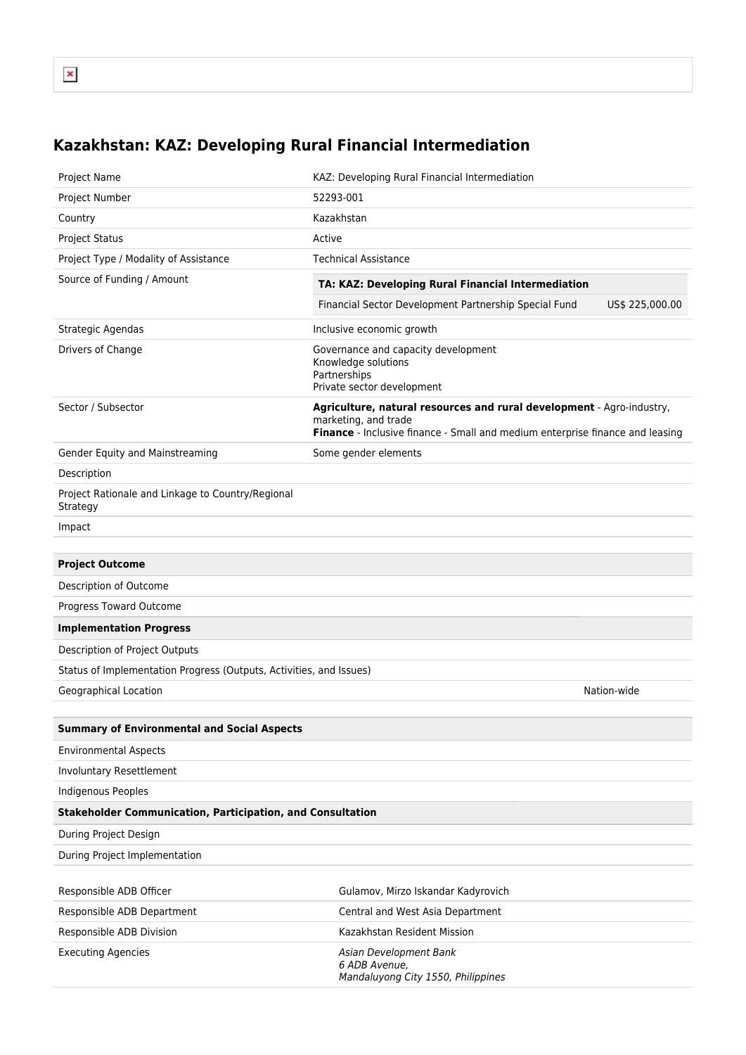# Kazakhstan: KAZ: Developing Rural Financial Intermediation

| | |
|---|---|
| Project Name | KAZ: Developing Rural Financial Intermediation |
| Project Number | 52293-001 |
| Country | Kazakhstan |
| Project Status | Active |
| Project Type / Modality of Assistance | Technical Assistance |
| Source of Funding / Amount | **TA: KAZ: Developing Rural Financial Intermediation**<br>Financial Sector Development Partnership Special Fund — US$ 225,000.00 |
| Strategic Agendas | Inclusive economic growth |
| Drivers of Change | Governance and capacity development<br>Knowledge solutions<br>Partnerships<br>Private sector development |
| Sector / Subsector | **Agriculture, natural resources and rural development** - Agro-industry, marketing, and trade<br>**Finance** - Inclusive finance - Small and medium enterprise finance and leasing |
| Gender Equity and Mainstreaming | Some gender elements |
| Description | |
| Project Rationale and Linkage to Country/Regional Strategy | |
| Impact | |

| | |
|---|---|
| **Project Outcome** | |
| Description of Outcome | |
| Progress Toward Outcome | |
| **Implementation Progress** | |
| Description of Project Outputs | |
| Status of Implementation Progress (Outputs, Activities, and Issues) | |
| Geographical Location | Nation-wide |

| |
|---|
| **Summary of Environmental and Social Aspects** |
| Environmental Aspects |
| Involuntary Resettlement |
| Indigenous Peoples |
| **Stakeholder Communication, Participation, and Consultation** |
| During Project Design |
| During Project Implementation |

| | |
|---|---|
| Responsible ADB Officer | Gulamov, Mirzo Iskandar Kadyrovich |
| Responsible ADB Department | Central and West Asia Department |
| Responsible ADB Division | Kazakhstan Resident Mission |
| Executing Agencies | *Asian Development Bank*<br>*6 ADB Avenue,*<br>*Mandaluyong City 1550, Philippines* |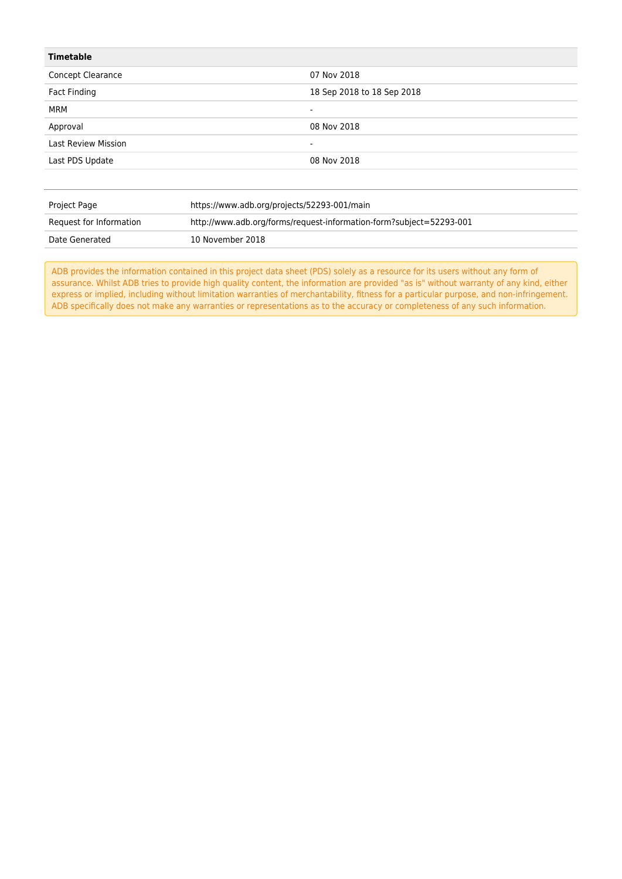| Timetable | |
| --- | --- |
| Concept Clearance | 07 Nov 2018 |
| Fact Finding | 18 Sep 2018 to 18 Sep 2018 |
| MRM | - |
| Approval | 08 Nov 2018 |
| Last Review Mission | - |
| Last PDS Update | 08 Nov 2018 |

| | |
| --- | --- |
| Project Page | https://www.adb.org/projects/52293-001/main |
| Request for Information | http://www.adb.org/forms/request-information-form?subject=52293-001 |
| Date Generated | 10 November 2018 |

ADB provides the information contained in this project data sheet (PDS) solely as a resource for its users without any form of assurance. Whilst ADB tries to provide high quality content, the information are provided "as is" without warranty of any kind, either express or implied, including without limitation warranties of merchantability, fitness for a particular purpose, and non-infringement. ADB specifically does not make any warranties or representations as to the accuracy or completeness of any such information.